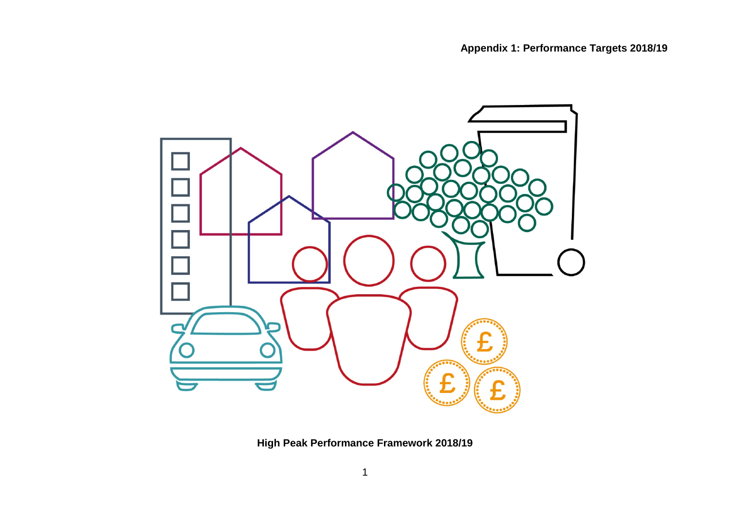**Appendix 1: Performance Targets 2018/19**

**High Peak Performance Framework 2018/19**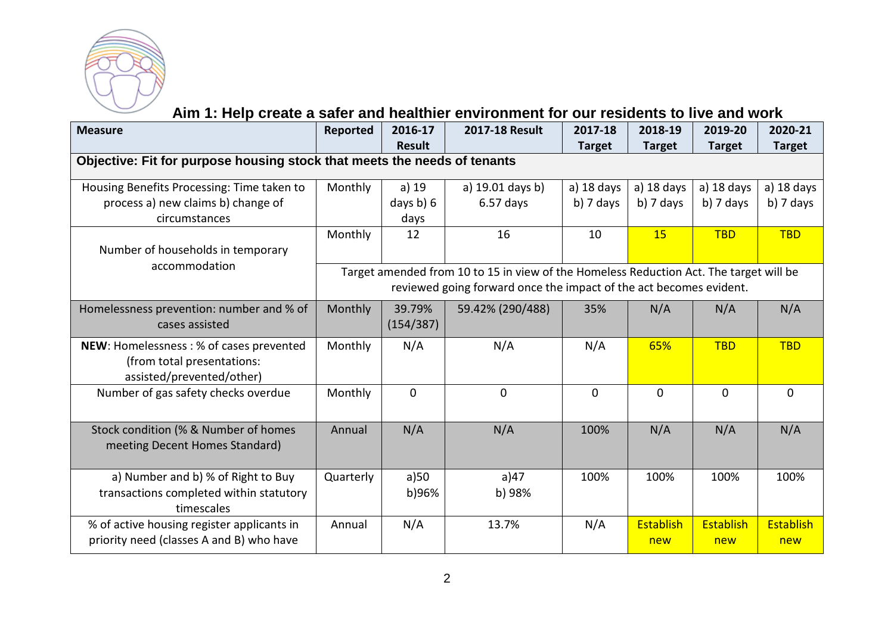## Aim 1: Help create a safer and healthier environment for our residents to live and work

| Measure | Reported | 2016-17 Result | 2017-18 Result | 2017-18 Target | 2018-19 Target | 2019-20 Target | 2020-21 Target |
|---|---|---|---|---|---|---|---|
| **Objective: Fit for purpose housing stock that meets the needs of tenants** | | | | | | | |
| Housing Benefits Processing: Time taken to process a) new claims b) change of circumstances | Monthly | a) 19 days b) 6 days | a) 19.01 days b) 6.57 days | a) 18 days b) 7 days | a) 18 days b) 7 days | a) 18 days b) 7 days | a) 18 days b) 7 days |
| Number of households in temporary accommodation | Monthly | 12 | 16 | 10 | 15 | TBD | TBD |
| | Target amended from 10 to 15 in view of the Homeless Reduction Act. The target will be reviewed going forward once the impact of the act becomes evident. | | | | | | |
| Homelessness prevention: number and % of cases assisted | Monthly | 39.79% (154/387) | 59.42% (290/488) | 35% | N/A | N/A | N/A |
| **NEW**: Homelessness : % of cases prevented (from total presentations: assisted/prevented/other) | Monthly | N/A | N/A | N/A | 65% | TBD | TBD |
| Number of gas safety checks overdue | Monthly | 0 | 0 | 0 | 0 | 0 | 0 |
| Stock condition (% & Number of homes meeting Decent Homes Standard) | Annual | N/A | N/A | 100% | N/A | N/A | N/A |
| a) Number and b) % of Right to Buy transactions completed within statutory timescales | Quarterly | a)50 b)96% | a)47 b) 98% | 100% | 100% | 100% | 100% |
| % of active housing register applicants in priority need (classes A and B) who have | Annual | N/A | 13.7% | N/A | Establish new | Establish new | Establish new |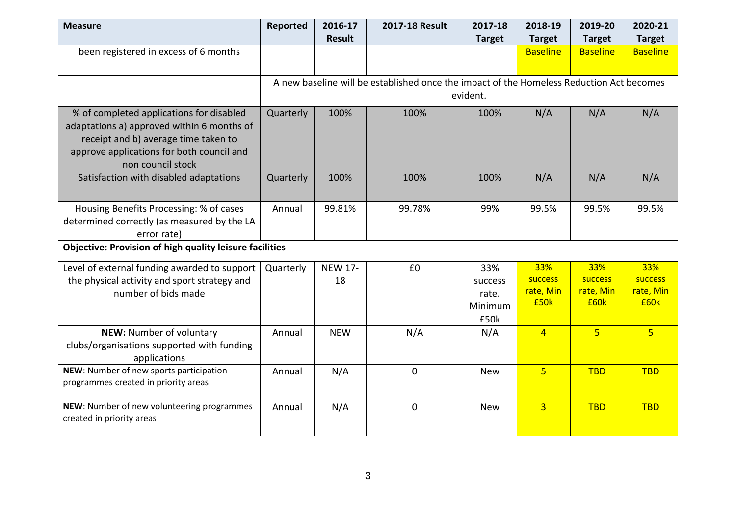| Measure | Reported | 2016-17 Result | 2017-18 Result | 2017-18 Target | 2018-19 Target | 2019-20 Target | 2020-21 Target |
|---|---|---|---|---|---|---|---|
| been registered in excess of 6 months | | | | | Baseline | Baseline | Baseline |
| | A new baseline will be established once the impact of the Homeless Reduction Act becomes evident. | | | | | | |
| % of completed applications for disabled adaptations a) approved within 6 months of receipt and b) average time taken to approve applications for both council and non council stock | Quarterly | 100% | 100% | 100% | N/A | N/A | N/A |
| Satisfaction with disabled adaptations | Quarterly | 100% | 100% | 100% | N/A | N/A | N/A |
| Housing Benefits Processing: % of cases determined correctly (as measured by the LA error rate) | Annual | 99.81% | 99.78% | 99% | 99.5% | 99.5% | 99.5% |
| **Objective: Provision of high quality leisure facilities** | | | | | | | |
| Level of external funding awarded to support the physical activity and sport strategy and number of bids made | Quarterly | NEW 17-18 | £0 | 33% success rate. Minimum £50k | 33% success rate, Min £50k | 33% success rate, Min £60k | 33% success rate, Min £60k |
| **NEW:** Number of voluntary clubs/organisations supported with funding applications | Annual | NEW | N/A | N/A | 4 | 5 | 5 |
| **NEW**: Number of new sports participation programmes created in priority areas | Annual | N/A | 0 | New | 5 | TBD | TBD |
| **NEW**: Number of new volunteering programmes created in priority areas | Annual | N/A | 0 | New | 3 | TBD | TBD |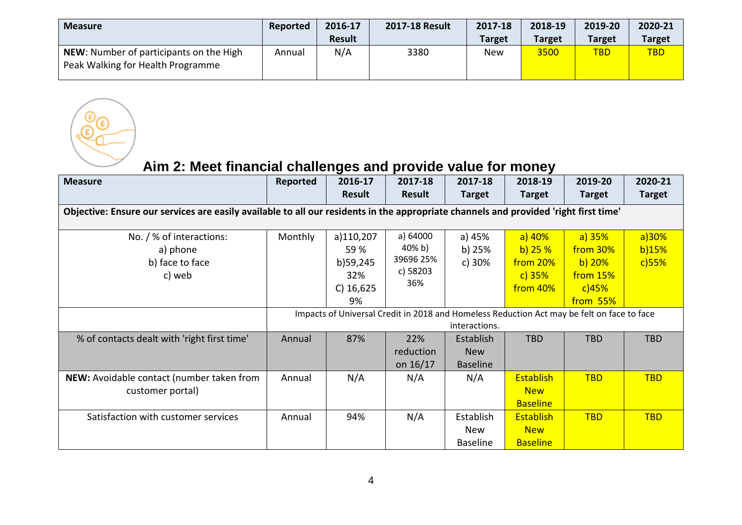| Measure | Reported | 2016-17 Result | 2017-18 Result | 2017-18 Target | 2018-19 Target | 2019-20 Target | 2020-21 Target |
|---|---|---|---|---|---|---|---|
| **NEW**: Number of participants on the High Peak Walking for Health Programme | Annual | N/A | 3380 | New | 3500 | TBD | TBD |

## Aim 2: Meet financial challenges and provide value for money

| Measure | Reported | 2016-17 Result | 2017-18 Result | 2017-18 Target | 2018-19 Target | 2019-20 Target | 2020-21 Target |
|---|---|---|---|---|---|---|---|
| **Objective: Ensure our services are easily available to all our residents in the appropriate channels and provided 'right first time'** | | | | | | | |
| No. / % of interactions: a) phone b) face to face c) web | Monthly | a)110,207 59 % b)59,245 32% C) 16,625 9% | a) 64000 40% b) 39696 25% c) 58203 36% | a) 45% b) 25% c) 30% | a) 40% b) 25 % from 20% c) 35% from 40% | a) 35% from 30% b) 20% from 15% c)45% from 55% | a)30% b)15% c)55% |
| | Impacts of Universal Credit in 2018 and Homeless Reduction Act may be felt on face to face interactions. | | | | | | |
| % of contacts dealt with 'right first time' | Annual | 87% | 22% reduction on 16/17 | Establish New Baseline | TBD | TBD | TBD |
| **NEW:** Avoidable contact (number taken from customer portal) | Annual | N/A | N/A | N/A | Establish New Baseline | TBD | TBD |
| Satisfaction with customer services | Annual | 94% | N/A | Establish New Baseline | Establish New Baseline | TBD | TBD |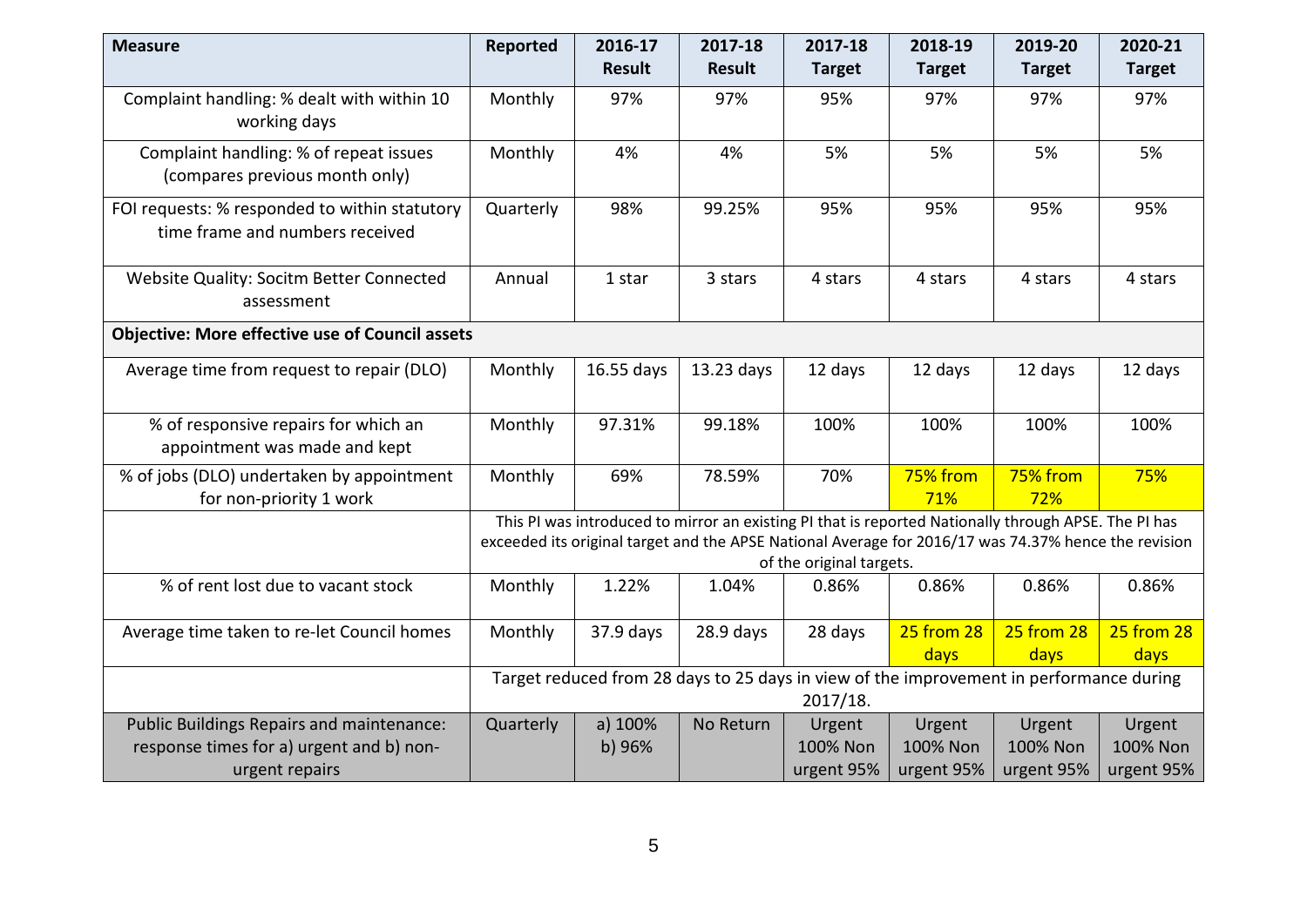| Measure | Reported | 2016-17 Result | 2017-18 Result | 2017-18 Target | 2018-19 Target | 2019-20 Target | 2020-21 Target |
|---|---|---|---|---|---|---|---|
| Complaint handling: % dealt with within 10 working days | Monthly | 97% | 97% | 95% | 97% | 97% | 97% |
| Complaint handling: % of repeat issues (compares previous month only) | Monthly | 4% | 4% | 5% | 5% | 5% | 5% |
| FOI requests: % responded to within statutory time frame and numbers received | Quarterly | 98% | 99.25% | 95% | 95% | 95% | 95% |
| Website Quality: Socitm Better Connected assessment | Annual | 1 star | 3 stars | 4 stars | 4 stars | 4 stars | 4 stars |
| **Objective: More effective use of Council assets** | | | | | | | |
| Average time from request to repair (DLO) | Monthly | 16.55 days | 13.23 days | 12 days | 12 days | 12 days | 12 days |
| % of responsive repairs for which an appointment was made and kept | Monthly | 97.31% | 99.18% | 100% | 100% | 100% | 100% |
| % of jobs (DLO) undertaken by appointment for non-priority 1 work | Monthly | 69% | 78.59% | 70% | 75% from 71% | 75% from 72% | 75% |
| | This PI was introduced to mirror an existing PI that is reported Nationally through APSE. The PI has exceeded its original target and the APSE National Average for 2016/17 was 74.37% hence the revision of the original targets. | | | | | | |
| % of rent lost due to vacant stock | Monthly | 1.22% | 1.04% | 0.86% | 0.86% | 0.86% | 0.86% |
| Average time taken to re-let Council homes | Monthly | 37.9 days | 28.9 days | 28 days | 25 from 28 days | 25 from 28 days | 25 from 28 days |
| | Target reduced from 28 days to 25 days in view of the improvement in performance during 2017/18. | | | | | | |
| Public Buildings Repairs and maintenance: response times for a) urgent and b) non-urgent repairs | Quarterly | a) 100% b) 96% | No Return | Urgent 100% Non urgent 95% | Urgent 100% Non urgent 95% | Urgent 100% Non urgent 95% | Urgent 100% Non urgent 95% |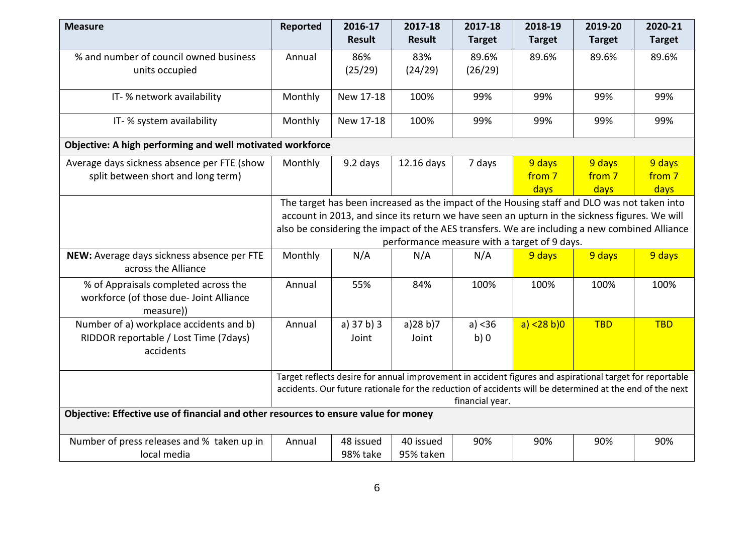| Measure | Reported | 2016-17 Result | 2017-18 Result | 2017-18 Target | 2018-19 Target | 2019-20 Target | 2020-21 Target |
|---|---|---|---|---|---|---|---|
| % and number of council owned business units occupied | Annual | 86% (25/29) | 83% (24/29) | 89.6% (26/29) | 89.6% | 89.6% | 89.6% |
| IT- % network availability | Monthly | New 17-18 | 100% | 99% | 99% | 99% | 99% |
| IT- % system availability | Monthly | New 17-18 | 100% | 99% | 99% | 99% | 99% |
| **Objective: A high performing and well motivated workforce** | | | | | | | |
| Average days sickness absence per FTE (show split between short and long term) | Monthly | 9.2 days | 12.16 days | 7 days | 9 days from 7 days | 9 days from 7 days | 9 days from 7 days |
| | The target has been increased as the impact of the Housing staff and DLO was not taken into account in 2013, and since its return we have seen an upturn in the sickness figures. We will also be considering the impact of the AES transfers. We are including a new combined Alliance performance measure with a target of 9 days. | | | | | | |
| **NEW:** Average days sickness absence per FTE across the Alliance | Monthly | N/A | N/A | N/A | 9 days | 9 days | 9 days |
| % of Appraisals completed across the workforce (of those due- Joint Alliance measure)) | Annual | 55% | 84% | 100% | 100% | 100% | 100% |
| Number of a) workplace accidents and b) RIDDOR reportable / Lost Time (7days) accidents | Annual | a) 37 b) 3 Joint | a)28 b)7 Joint | a) <36 b) 0 | a) <28 b)0 | TBD | TBD |
| | Target reflects desire for annual improvement in accident figures and aspirational target for reportable accidents. Our future rationale for the reduction of accidents will be determined at the end of the next financial year. | | | | | | |
| **Objective: Effective use of financial and other resources to ensure value for money** | | | | | | | |
| Number of press releases and % taken up in local media | Annual | 48 issued 98% take | 40 issued 95% taken | 90% | 90% | 90% | 90% |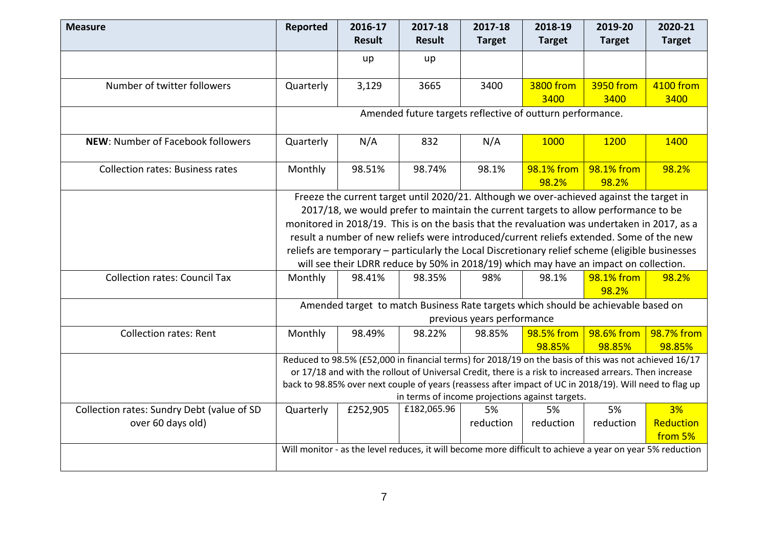| Measure | Reported | 2016-17 Result | 2017-18 Result | 2017-18 Target | 2018-19 Target | 2019-20 Target | 2020-21 Target |
|---|---|---|---|---|---|---|---|
| | | up | up | | | | |
| Number of twitter followers | Quarterly | 3,129 | 3665 | 3400 | 3800 from 3400 | 3950 from 3400 | 4100 from 3400 |
| | Amended future targets reflective of outturn performance. | | | | | | |
| **NEW**: Number of Facebook followers | Quarterly | N/A | 832 | N/A | 1000 | 1200 | 1400 |
| Collection rates: Business rates | Monthly | 98.51% | 98.74% | 98.1% | 98.1% from 98.2% | 98.1% from 98.2% | 98.2% |
| | Freeze the current target until 2020/21. Although we over-achieved against the target in 2017/18, we would prefer to maintain the current targets to allow performance to be monitored in 2018/19. This is on the basis that the revaluation was undertaken in 2017, as a result a number of new reliefs were introduced/current reliefs extended. Some of the new reliefs are temporary – particularly the Local Discretionary relief scheme (eligible businesses will see their LDRR reduce by 50% in 2018/19) which may have an impact on collection. | | | | | | |
| Collection rates: Council Tax | Monthly | 98.41% | 98.35% | 98% | 98.1% | 98.1% from 98.2% | 98.2% |
| | Amended target to match Business Rate targets which should be achievable based on previous years performance | | | | | | |
| Collection rates: Rent | Monthly | 98.49% | 98.22% | 98.85% | 98.5% from 98.85% | 98.6% from 98.85% | 98.7% from 98.85% |
| | Reduced to 98.5% (£52,000 in financial terms) for 2018/19 on the basis of this was not achieved 16/17 or 17/18 and with the rollout of Universal Credit, there is a risk to increased arrears. Then increase back to 98.85% over next couple of years (reassess after impact of UC in 2018/19). Will need to flag up in terms of income projections against targets. | | | | | | |
| Collection rates: Sundry Debt (value of SD over 60 days old) | Quarterly | £252,905 | £182,065.96 | 5% reduction | 5% reduction | 5% reduction | 3% Reduction from 5% |
| | Will monitor - as the level reduces, it will become more difficult to achieve a year on year 5% reduction | | | | | | |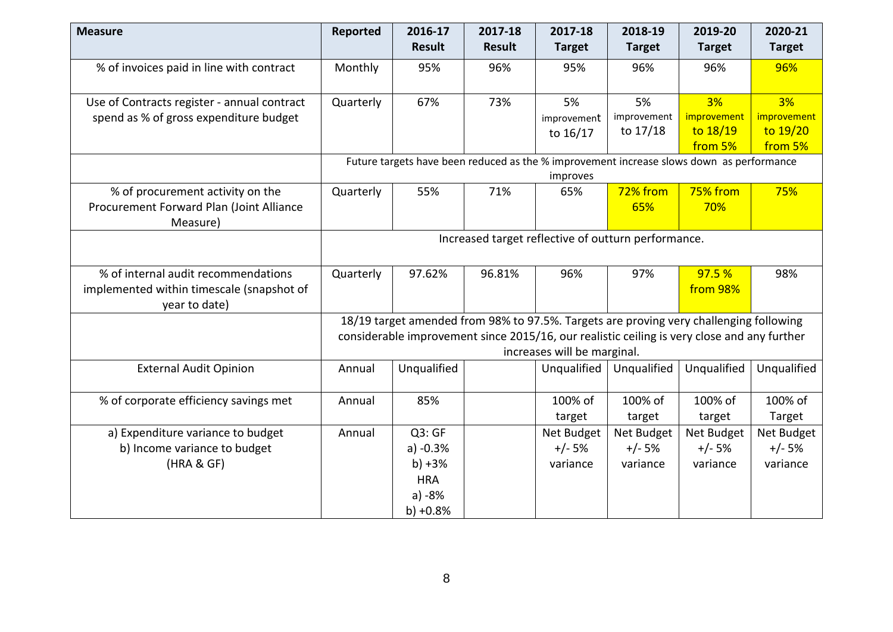| Measure | Reported | 2016-17 Result | 2017-18 Result | 2017-18 Target | 2018-19 Target | 2019-20 Target | 2020-21 Target |
|---|---|---|---|---|---|---|---|
| % of invoices paid in line with contract | Monthly | 95% | 96% | 95% | 96% | 96% | 96% |
| Use of Contracts register - annual contract spend as % of gross expenditure budget | Quarterly | 67% | 73% | 5% improvement to 16/17 | 5% improvement to 17/18 | 3% improvement to 18/19 from 5% | 3% improvement to 19/20 from 5% |
| | Future targets have been reduced as the % improvement increase slows down as performance improves | | | | | | |
| % of procurement activity on the Procurement Forward Plan (Joint Alliance Measure) | Quarterly | 55% | 71% | 65% | 72% from 65% | 75% from 70% | 75% |
| | Increased target reflective of outturn performance. | | | | | | |
| % of internal audit recommendations implemented within timescale (snapshot of year to date) | Quarterly | 97.62% | 96.81% | 96% | 97% | 97.5 % from 98% | 98% |
| | 18/19 target amended from 98% to 97.5%. Targets are proving very challenging following considerable improvement since 2015/16, our realistic ceiling is very close and any further increases will be marginal. | | | | | | |
| External Audit Opinion | Annual | Unqualified | | Unqualified | Unqualified | Unqualified | Unqualified |
| % of corporate efficiency savings met | Annual | 85% | | 100% of target | 100% of target | 100% of target | 100% of Target |
| a) Expenditure variance to budget<br>b) Income variance to budget<br>(HRA & GF) | Annual | Q3: GF<br>a) -0.3%<br>b) +3%<br>HRA<br>a) -8%<br>b) +0.8% | | Net Budget +/- 5% variance | Net Budget +/- 5% variance | Net Budget +/- 5% variance | Net Budget +/- 5% variance |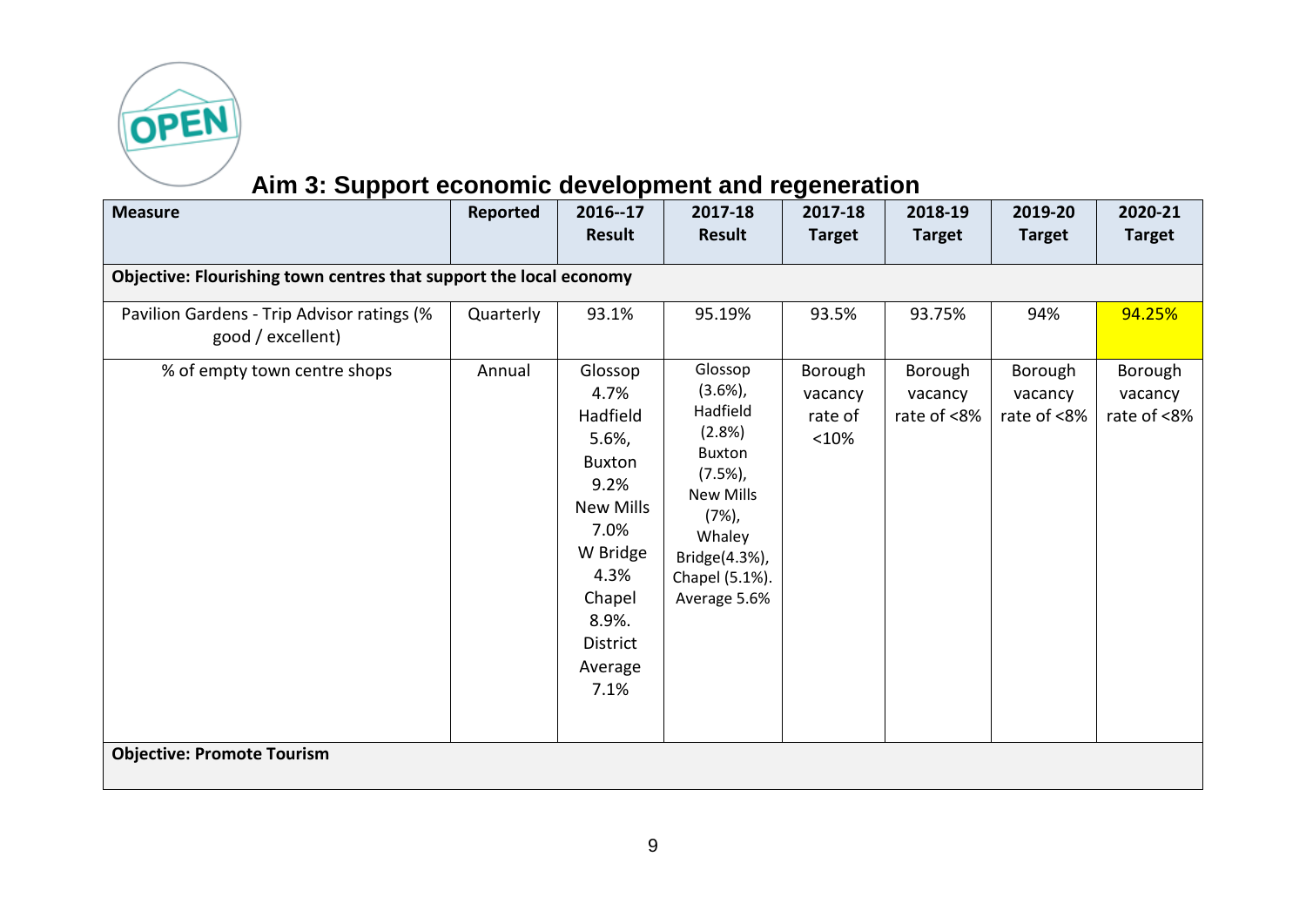## Aim 3: Support economic development and regeneration

| Measure | Reported | 2016--17 Result | 2017-18 Result | 2017-18 Target | 2018-19 Target | 2019-20 Target | 2020-21 Target |
|---|---|---|---|---|---|---|---|
| **Objective: Flourishing town centres that support the local economy** | | | | | | | |
| Pavilion Gardens - Trip Advisor ratings (% good / excellent) | Quarterly | 93.1% | 95.19% | 93.5% | 93.75% | 94% | 94.25% |
| % of empty town centre shops | Annual | Glossop 4.7% Hadfield 5.6%, Buxton 9.2% New Mills 7.0% W Bridge 4.3% Chapel 8.9%. District Average 7.1% | Glossop (3.6%), Hadfield (2.8%) Buxton (7.5%), New Mills (7%), Whaley Bridge(4.3%), Chapel (5.1%). Average 5.6% | Borough vacancy rate of <10% | Borough vacancy rate of <8% | Borough vacancy rate of <8% | Borough vacancy rate of <8% |
| **Objective: Promote Tourism** | | | | | | | |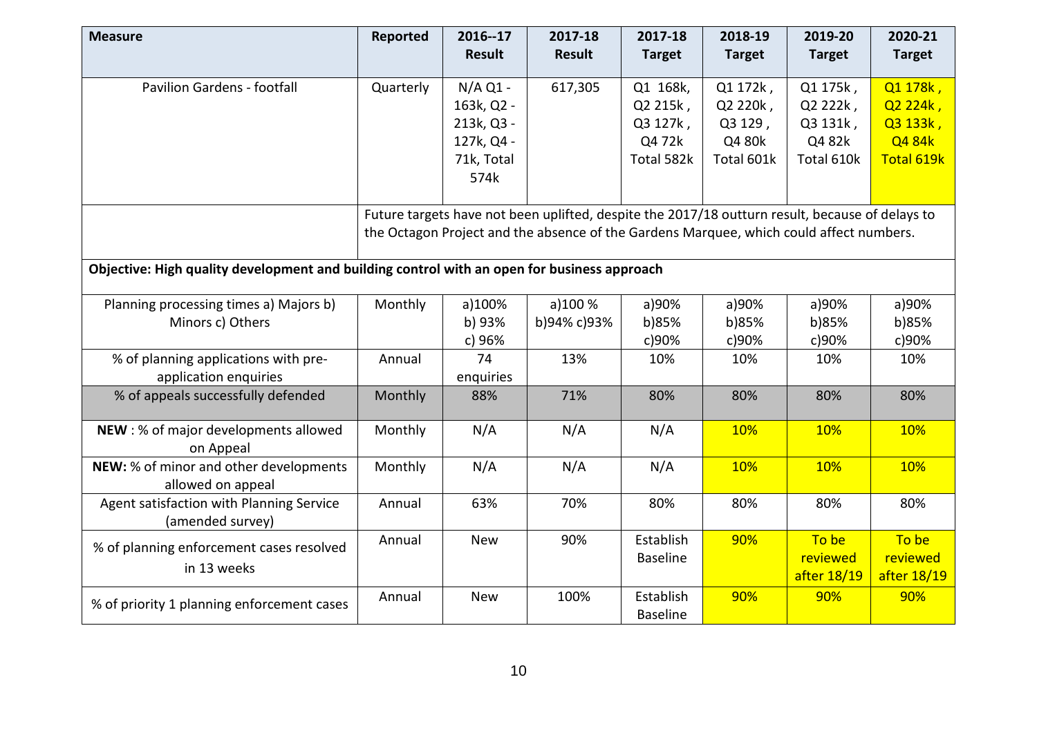| Measure | Reported | 2016--17 Result | 2017-18 Result | 2017-18 Target | 2018-19 Target | 2019-20 Target | 2020-21 Target |
|---|---|---|---|---|---|---|---|
| Pavilion Gardens - footfall | Quarterly | N/A Q1 - 163k, Q2 - 213k, Q3 - 127k, Q4 - 71k, Total 574k | 617,305 | Q1 168k, Q2 215k , Q3 127k , Q4 72k Total 582k | Q1 172k , Q2 220k , Q3 129 , Q4 80k Total 601k | Q1 175k , Q2 222k , Q3 131k , Q4 82k Total 610k | Q1 178k , Q2 224k , Q3 133k , Q4 84k Total 619k |
| | Future targets have not been uplifted, despite the 2017/18 outturn result, because of delays to the Octagon Project and the absence of the Gardens Marquee, which could affect numbers. | | | | | | |
| **Objective: High quality development and building control with an open for business approach** | | | | | | | |
| Planning processing times a) Majors b) Minors c) Others | Monthly | a)100% b) 93% c) 96% | a)100 % b)94% c)93% | a)90% b)85% c)90% | a)90% b)85% c)90% | a)90% b)85% c)90% | a)90% b)85% c)90% |
| % of planning applications with pre-application enquiries | Annual | 74 enquiries | 13% | 10% | 10% | 10% | 10% |
| % of appeals successfully defended | Monthly | 88% | 71% | 80% | 80% | 80% | 80% |
| **NEW** : % of major developments allowed on Appeal | Monthly | N/A | N/A | N/A | 10% | 10% | 10% |
| **NEW:** % of minor and other developments allowed on appeal | Monthly | N/A | N/A | N/A | 10% | 10% | 10% |
| Agent satisfaction with Planning Service (amended survey) | Annual | 63% | 70% | 80% | 80% | 80% | 80% |
| % of planning enforcement cases resolved in 13 weeks | Annual | New | 90% | Establish Baseline | 90% | To be reviewed after 18/19 | To be reviewed after 18/19 |
| % of priority 1 planning enforcement cases | Annual | New | 100% | Establish Baseline | 90% | 90% | 90% |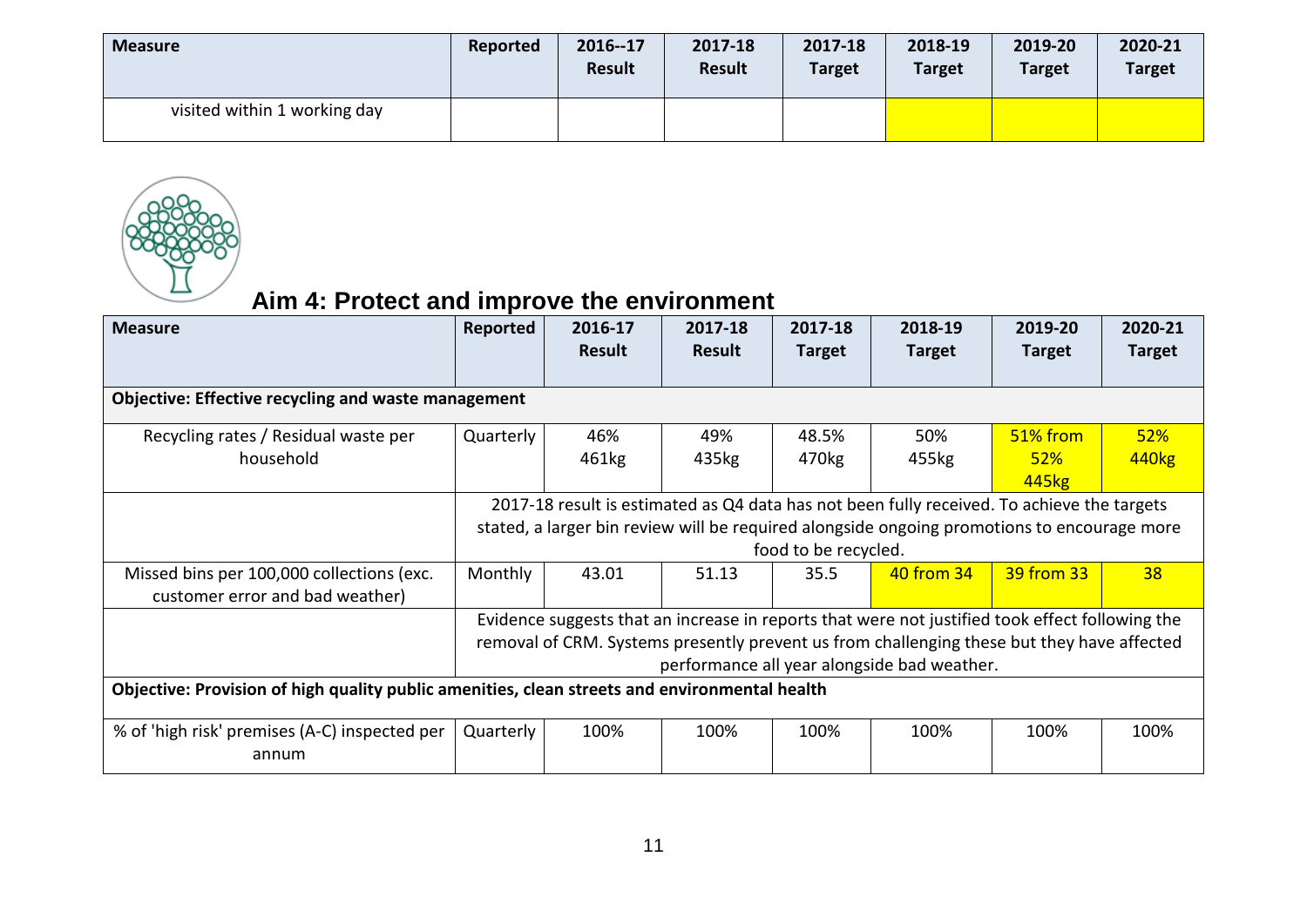| Measure | Reported | 2016--17 Result | 2017-18 Result | 2017-18 Target | 2018-19 Target | 2019-20 Target | 2020-21 Target |
|---|---|---|---|---|---|---|---|
| visited within 1 working day | | | | | | | |

## Aim 4: Protect and improve the environment

| Measure | Reported | 2016-17 Result | 2017-18 Result | 2017-18 Target | 2018-19 Target | 2019-20 Target | 2020-21 Target |
|---|---|---|---|---|---|---|---|
| **Objective: Effective recycling and waste management** | | | | | | | |
| Recycling rates / Residual waste per household | Quarterly | 46% 461kg | 49% 435kg | 48.5% 470kg | 50% 455kg | 51% from 52% 445kg | 52% 440kg |
| | 2017-18 result is estimated as Q4 data has not been fully received. To achieve the targets stated, a larger bin review will be required alongside ongoing promotions to encourage more food to be recycled. | | | | | | |
| Missed bins per 100,000 collections (exc. customer error and bad weather) | Monthly | 43.01 | 51.13 | 35.5 | 40 from 34 | 39 from 33 | 38 |
| | Evidence suggests that an increase in reports that were not justified took effect following the removal of CRM. Systems presently prevent us from challenging these but they have affected performance all year alongside bad weather. | | | | | | |
| **Objective: Provision of high quality public amenities, clean streets and environmental health** | | | | | | | |
| % of 'high risk' premises (A-C) inspected per annum | Quarterly | 100% | 100% | 100% | 100% | 100% | 100% |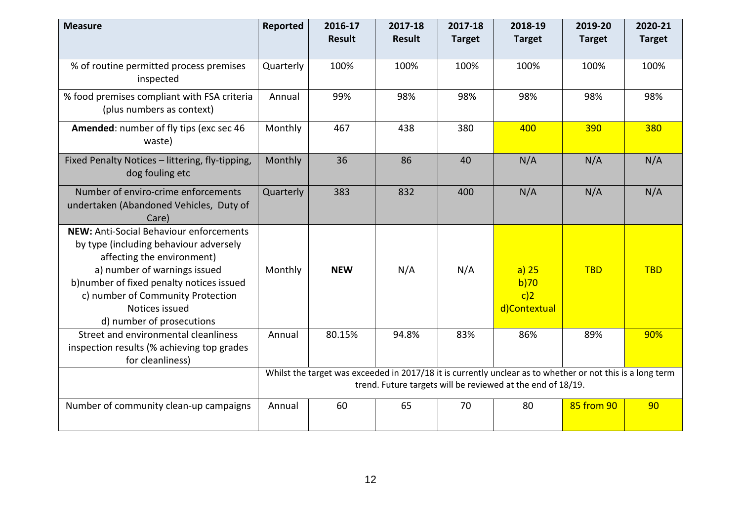| Measure | Reported | 2016-17 Result | 2017-18 Result | 2017-18 Target | 2018-19 Target | 2019-20 Target | 2020-21 Target |
|---|---|---|---|---|---|---|---|
| % of routine permitted process premises inspected | Quarterly | 100% | 100% | 100% | 100% | 100% | 100% |
| % food premises compliant with FSA criteria (plus numbers as context) | Annual | 99% | 98% | 98% | 98% | 98% | 98% |
| **Amended**: number of fly tips (exc sec 46 waste) | Monthly | 467 | 438 | 380 | 400 | 390 | 380 |
| Fixed Penalty Notices – littering, fly-tipping, dog fouling etc | Monthly | 36 | 86 | 40 | N/A | N/A | N/A |
| Number of enviro-crime enforcements undertaken (Abandoned Vehicles, Duty of Care) | Quarterly | 383 | 832 | 400 | N/A | N/A | N/A |
| **NEW:** Anti-Social Behaviour enforcements by type (including behaviour adversely affecting the environment)<br>a) number of warnings issued<br>b)number of fixed penalty notices issued<br>c) number of Community Protection Notices issued<br>d) number of prosecutions | Monthly | **NEW** | N/A | N/A | a) 25<br>b)70<br>c)2<br>d)Contextual | TBD | TBD |
| Street and environmental cleanliness inspection results (% achieving top grades for cleanliness) | Annual | 80.15% | 94.8% | 83% | 86% | 89% | 90% |
| | Whilst the target was exceeded in 2017/18 it is currently unclear as to whether or not this is a long term trend. Future targets will be reviewed at the end of 18/19. | | | | | | |
| Number of community clean-up campaigns | Annual | 60 | 65 | 70 | 80 | 85 from 90 | 90 |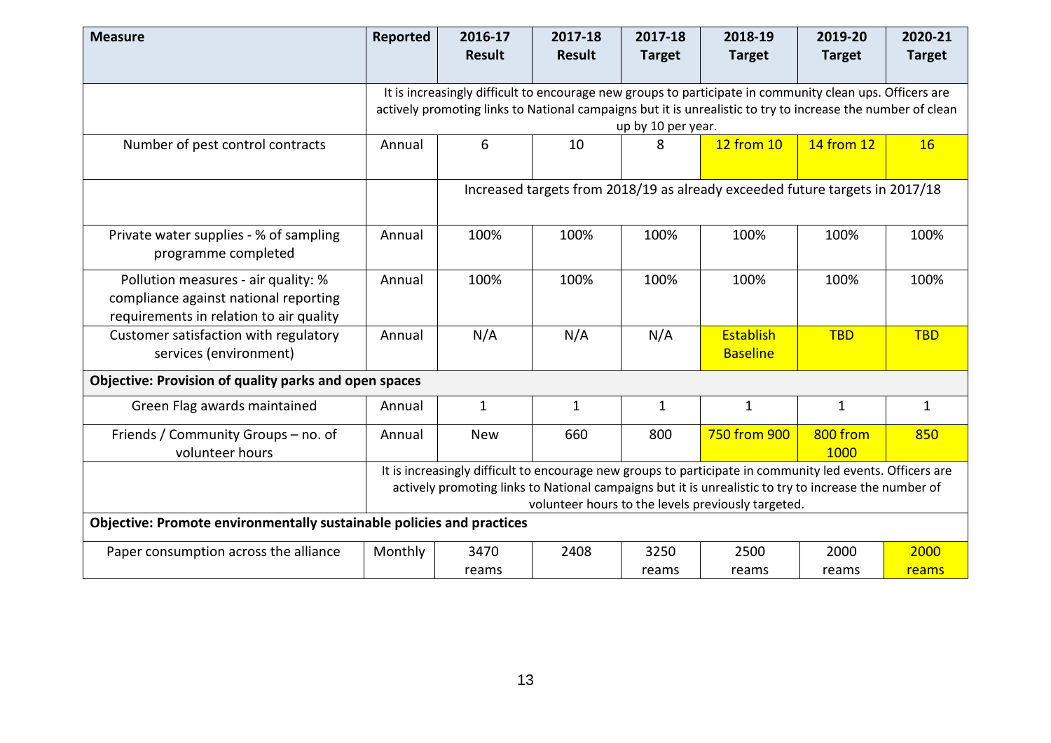| Measure | Reported | 2016-17 Result | 2017-18 Result | 2017-18 Target | 2018-19 Target | 2019-20 Target | 2020-21 Target |
|---|---|---|---|---|---|---|---|
| | It is increasingly difficult to encourage new groups to participate in community clean ups. Officers are actively promoting links to National campaigns but it is unrealistic to try to increase the number of clean up by 10 per year. | | | | | | |
| Number of pest control contracts | Annual | 6 | 10 | 8 | 12 from 10 | 14 from 12 | 16 |
| | | Increased targets from 2018/19 as already exceeded future targets in 2017/18 | | | | | |
| Private water supplies - % of sampling programme completed | Annual | 100% | 100% | 100% | 100% | 100% | 100% |
| Pollution measures - air quality: % compliance against national reporting requirements in relation to air quality | Annual | 100% | 100% | 100% | 100% | 100% | 100% |
| Customer satisfaction with regulatory services (environment) | Annual | N/A | N/A | N/A | Establish Baseline | TBD | TBD |
| **Objective: Provision of quality parks and open spaces** | | | | | | | |
| Green Flag awards maintained | Annual | 1 | 1 | 1 | 1 | 1 | 1 |
| Friends / Community Groups – no. of volunteer hours | Annual | New | 660 | 800 | 750 from 900 | 800 from 1000 | 850 |
| | It is increasingly difficult to encourage new groups to participate in community led events. Officers are actively promoting links to National campaigns but it is unrealistic to try to increase the number of volunteer hours to the levels previously targeted. | | | | | | |
| **Objective: Promote environmentally sustainable policies and practices** | | | | | | | |
| Paper consumption across the alliance | Monthly | 3470 reams | 2408 | 3250 reams | 2500 reams | 2000 reams | 2000 reams |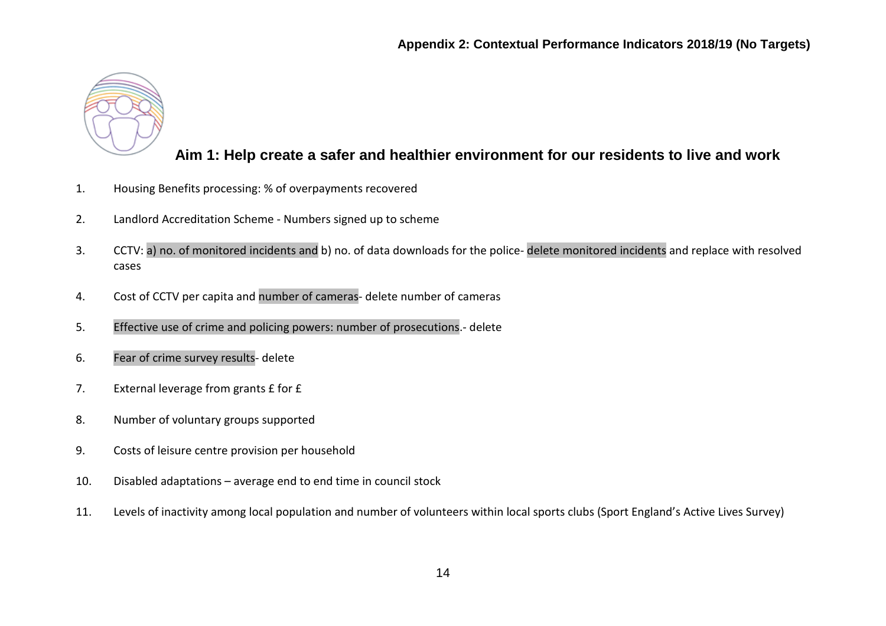**Appendix 2: Contextual Performance Indicators 2018/19 (No Targets)**

## Aim 1: Help create a safer and healthier environment for our residents to live and work

1. Housing Benefits processing: % of overpayments recovered
2. Landlord Accreditation Scheme - Numbers signed up to scheme
3. CCTV: a) no. of monitored incidents and b) no. of data downloads for the police- delete monitored incidents and replace with resolved cases
4. Cost of CCTV per capita and number of cameras- delete number of cameras
5. Effective use of crime and policing powers: number of prosecutions.- delete
6. Fear of crime survey results- delete
7. External leverage from grants £ for £
8. Number of voluntary groups supported
9. Costs of leisure centre provision per household
10. Disabled adaptations – average end to end time in council stock
11. Levels of inactivity among local population and number of volunteers within local sports clubs (Sport England's Active Lives Survey)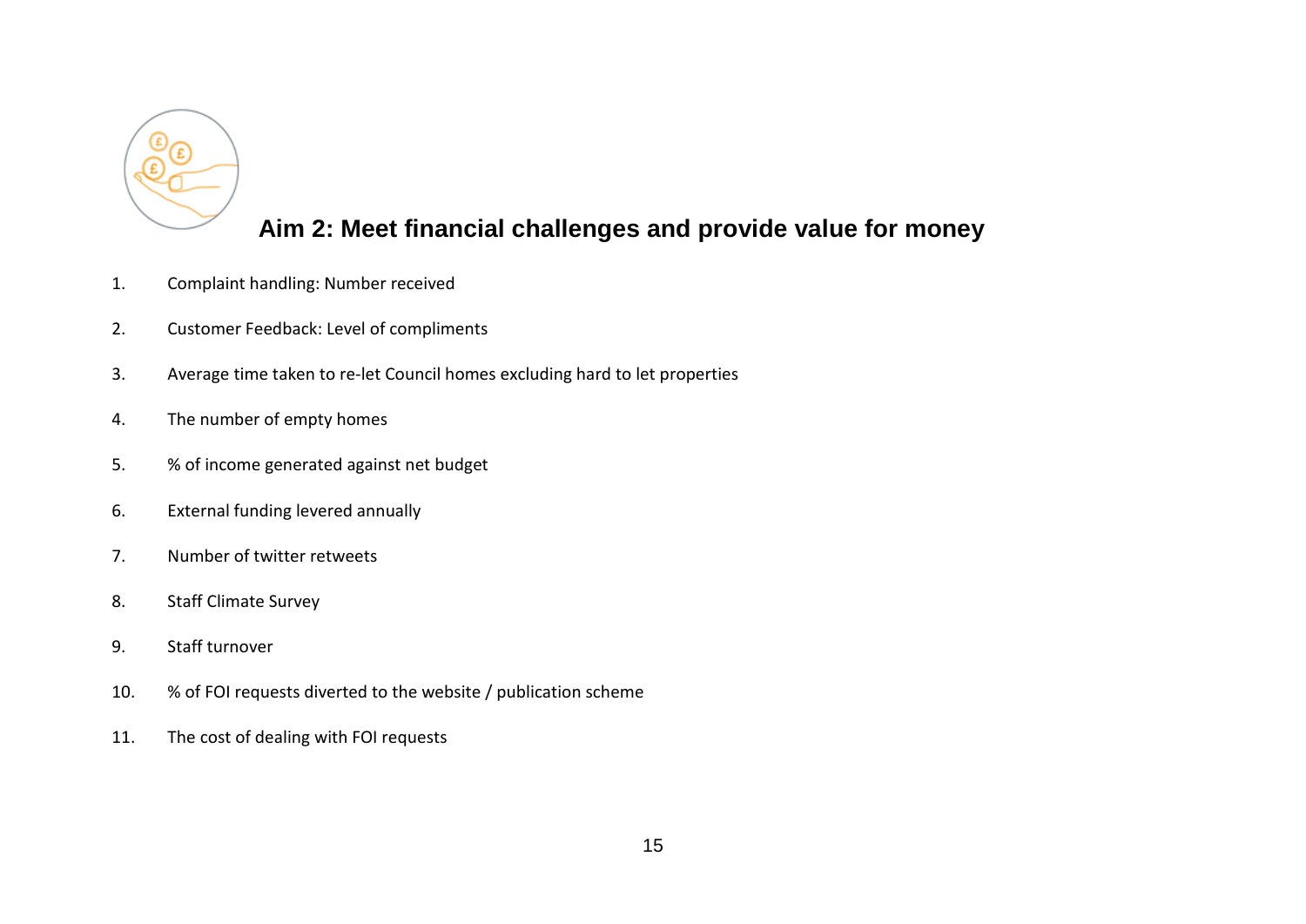## Aim 2: Meet financial challenges and provide value for money

1. Complaint handling: Number received
2. Customer Feedback: Level of compliments
3. Average time taken to re-let Council homes excluding hard to let properties
4. The number of empty homes
5. % of income generated against net budget
6. External funding levered annually
7. Number of twitter retweets
8. Staff Climate Survey
9. Staff turnover
10. % of FOI requests diverted to the website / publication scheme
11. The cost of dealing with FOI requests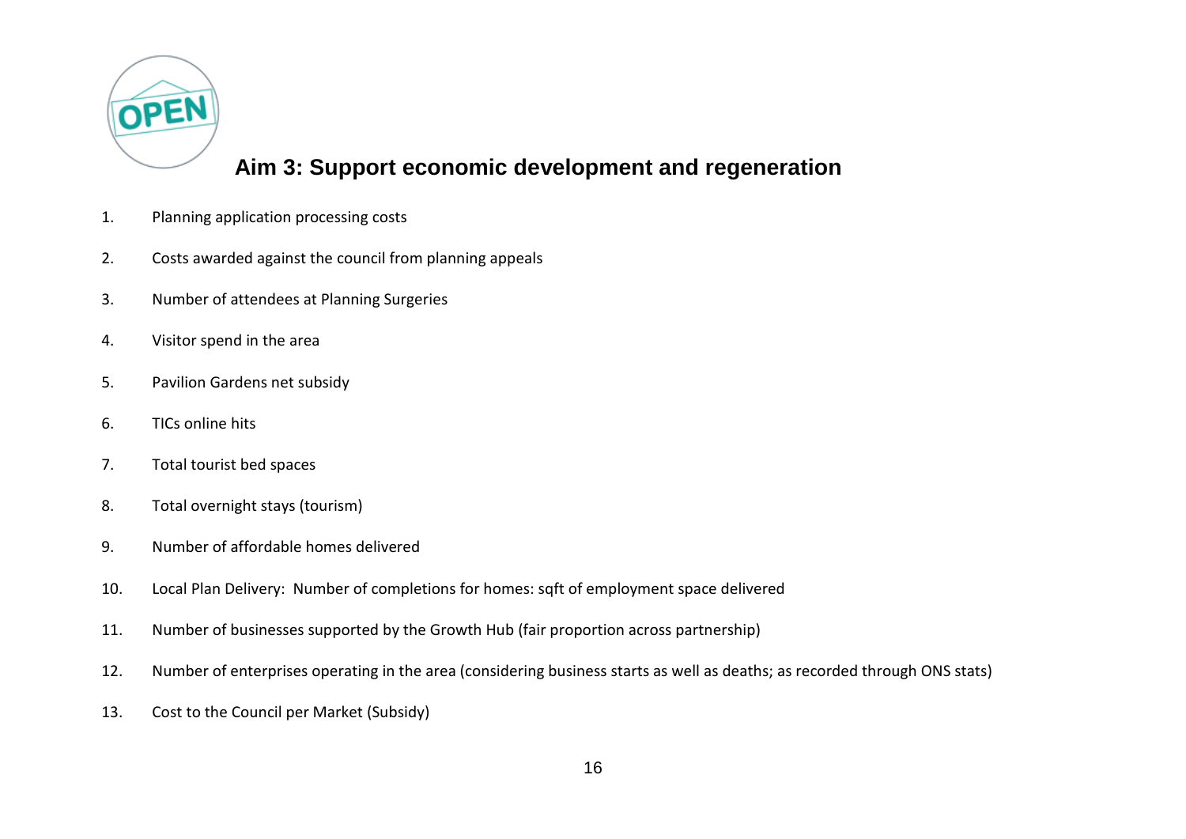## Aim 3: Support economic development and regeneration

1. Planning application processing costs
2. Costs awarded against the council from planning appeals
3. Number of attendees at Planning Surgeries
4. Visitor spend in the area
5. Pavilion Gardens net subsidy
6. TICs online hits
7. Total tourist bed spaces
8. Total overnight stays (tourism)
9. Number of affordable homes delivered
10. Local Plan Delivery: Number of completions for homes: sqft of employment space delivered
11. Number of businesses supported by the Growth Hub (fair proportion across partnership)
12. Number of enterprises operating in the area (considering business starts as well as deaths; as recorded through ONS stats)
13. Cost to the Council per Market (Subsidy)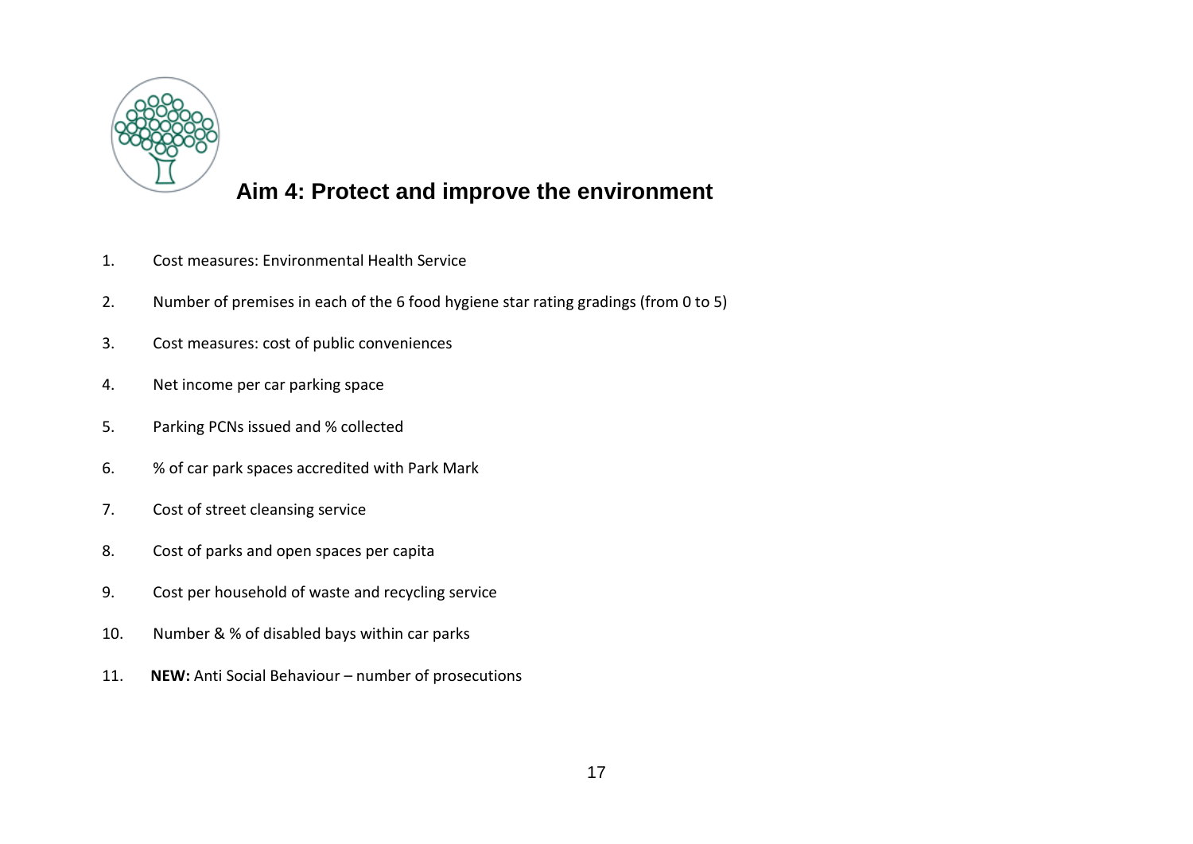## Aim 4: Protect and improve the environment

1. Cost measures: Environmental Health Service
2. Number of premises in each of the 6 food hygiene star rating gradings (from 0 to 5)
3. Cost measures: cost of public conveniences
4. Net income per car parking space
5. Parking PCNs issued and % collected
6. % of car park spaces accredited with Park Mark
7. Cost of street cleansing service
8. Cost of parks and open spaces per capita
9. Cost per household of waste and recycling service
10. Number & % of disabled bays within car parks
11. **NEW:** Anti Social Behaviour – number of prosecutions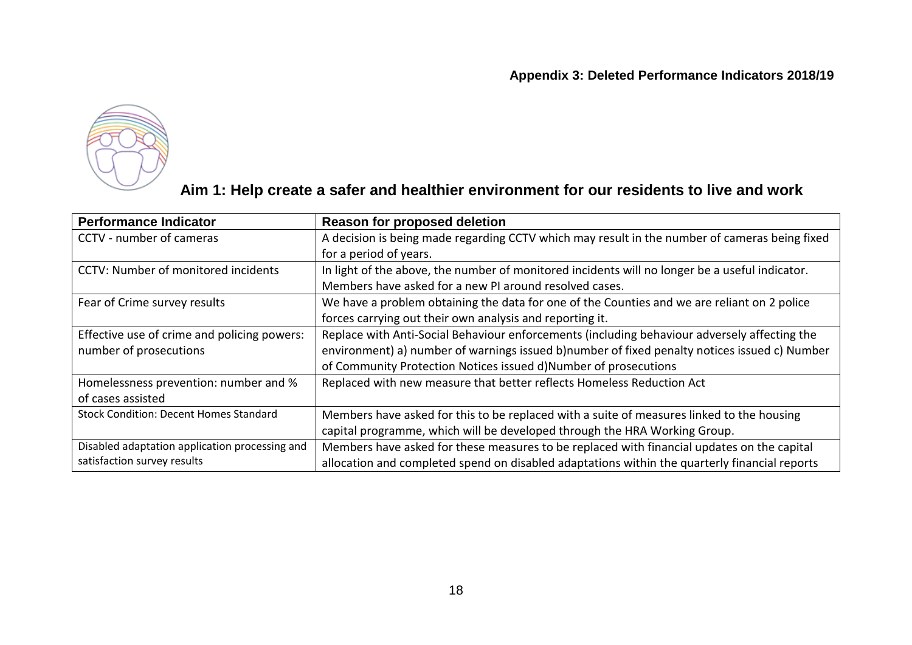**Appendix 3: Deleted Performance Indicators 2018/19**

## Aim 1: Help create a safer and healthier environment for our residents to live and work

| Performance Indicator | Reason for proposed deletion |
|---|---|
| CCTV - number of cameras | A decision is being made regarding CCTV which may result in the number of cameras being fixed for a period of years. |
| CCTV: Number of monitored incidents | In light of the above, the number of monitored incidents will no longer be a useful indicator. Members have asked for a new PI around resolved cases. |
| Fear of Crime survey results | We have a problem obtaining the data for one of the Counties and we are reliant on 2 police forces carrying out their own analysis and reporting it. |
| Effective use of crime and policing powers: number of prosecutions | Replace with Anti-Social Behaviour enforcements (including behaviour adversely affecting the environment) a) number of warnings issued b)number of fixed penalty notices issued c) Number of Community Protection Notices issued d)Number of prosecutions |
| Homelessness prevention: number and % of cases assisted | Replaced with new measure that better reflects Homeless Reduction Act |
| Stock Condition: Decent Homes Standard | Members have asked for this to be replaced with a suite of measures linked to the housing capital programme, which will be developed through the HRA Working Group. |
| Disabled adaptation application processing and satisfaction survey results | Members have asked for these measures to be replaced with financial updates on the capital allocation and completed spend on disabled adaptations within the quarterly financial reports |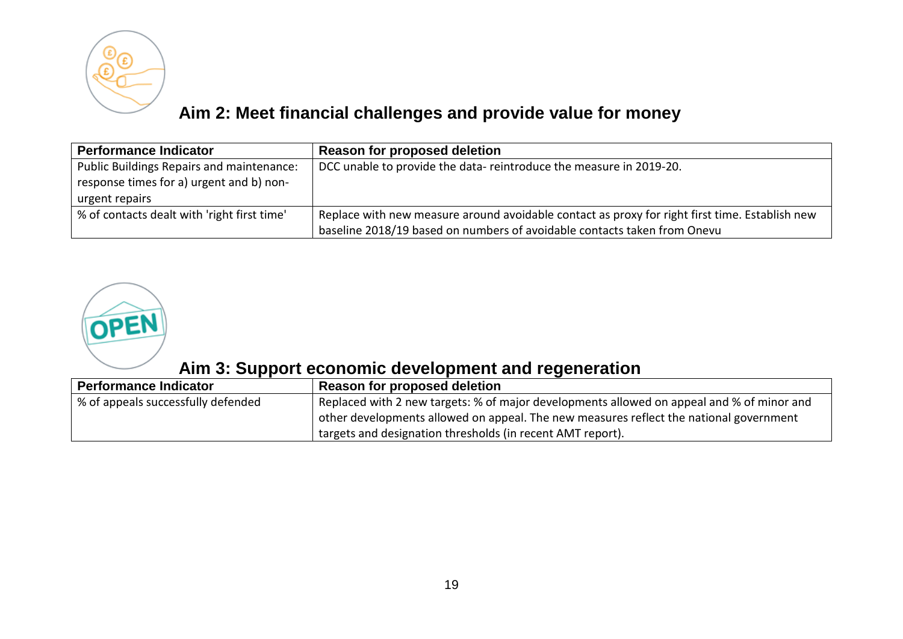## Aim 2: Meet financial challenges and provide value for money

| Performance Indicator | Reason for proposed deletion |
|---|---|
| Public Buildings Repairs and maintenance: response times for a) urgent and b) non-urgent repairs | DCC unable to provide the data- reintroduce the measure in 2019-20. |
| % of contacts dealt with 'right first time' | Replace with new measure around avoidable contact as proxy for right first time. Establish new baseline 2018/19 based on numbers of avoidable contacts taken from Onevu |

## Aim 3: Support economic development and regeneration

| Performance Indicator | Reason for proposed deletion |
|---|---|
| % of appeals successfully defended | Replaced with 2 new targets: % of major developments allowed on appeal and % of minor and other developments allowed on appeal. The new measures reflect the national government targets and designation thresholds (in recent AMT report). |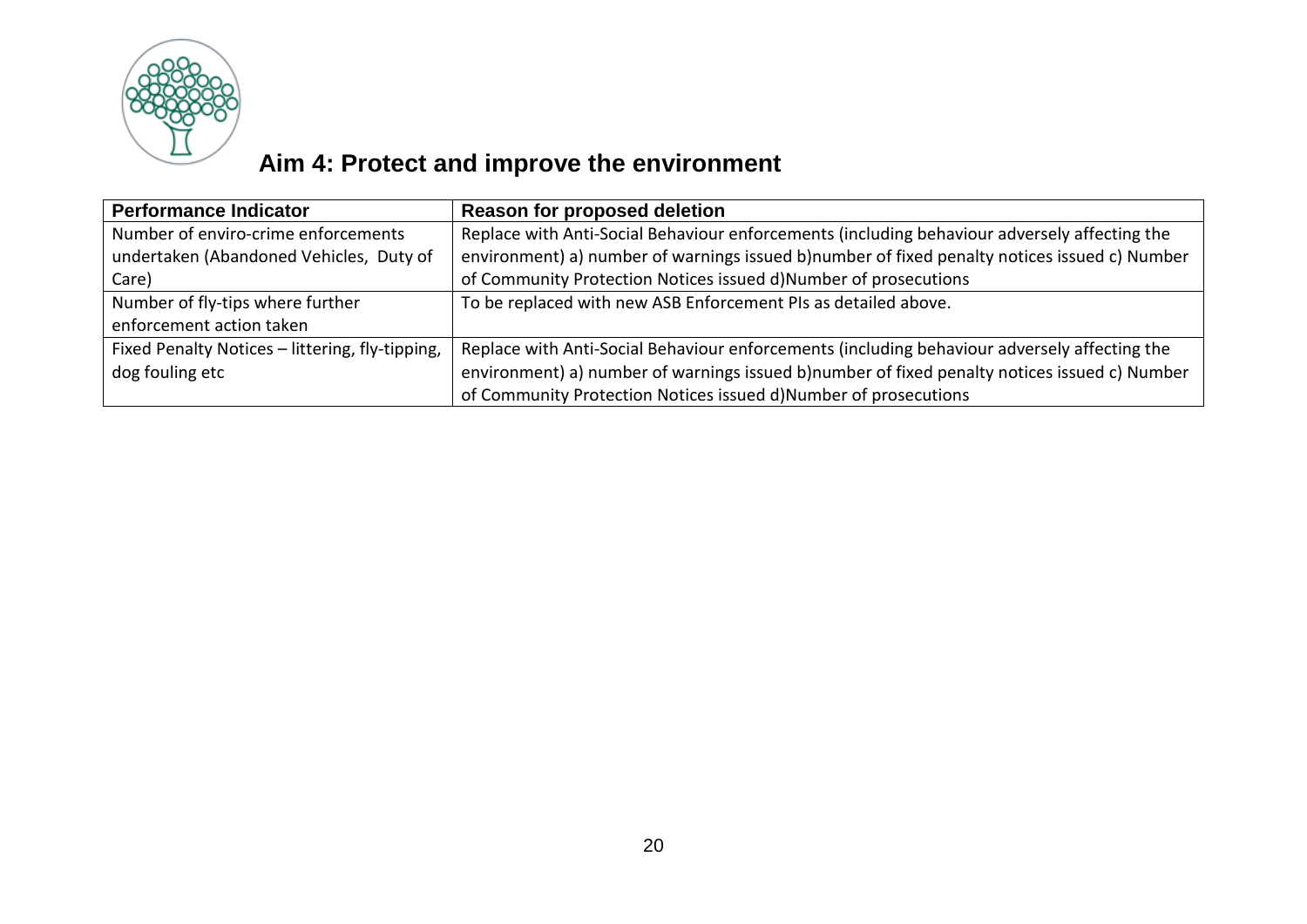# Aim 4: Protect and improve the environment

| Performance Indicator | Reason for proposed deletion |
| --- | --- |
| Number of enviro-crime enforcements undertaken (Abandoned Vehicles, Duty of Care) | Replace with Anti-Social Behaviour enforcements (including behaviour adversely affecting the environment) a) number of warnings issued b)number of fixed penalty notices issued c) Number of Community Protection Notices issued d)Number of prosecutions |
| Number of fly-tips where further enforcement action taken | To be replaced with new ASB Enforcement PIs as detailed above. |
| Fixed Penalty Notices – littering, fly-tipping, dog fouling etc | Replace with Anti-Social Behaviour enforcements (including behaviour adversely affecting the environment) a) number of warnings issued b)number of fixed penalty notices issued c) Number of Community Protection Notices issued d)Number of prosecutions |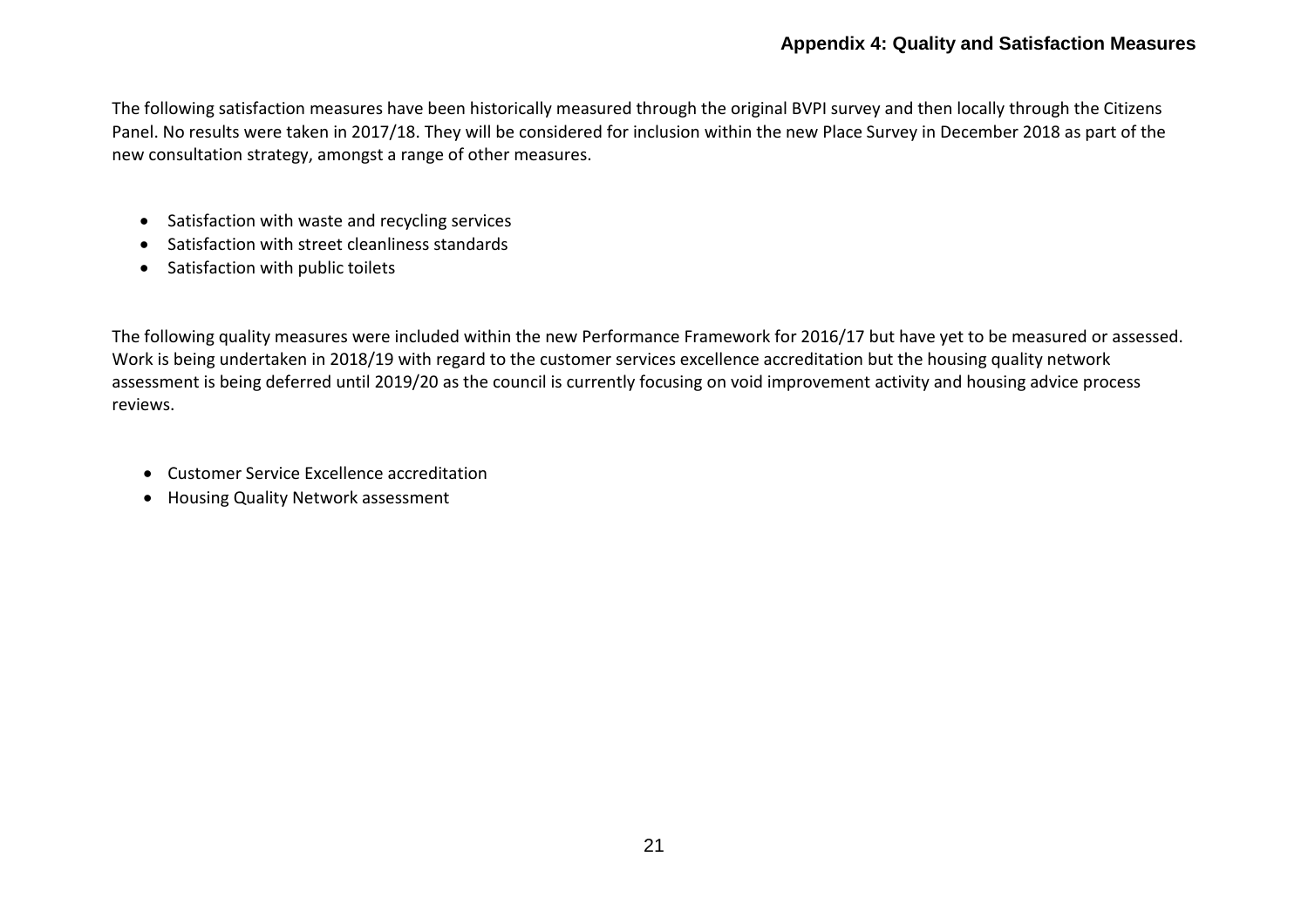## Appendix 4: Quality and Satisfaction Measures

The following satisfaction measures have been historically measured through the original BVPI survey and then locally through the Citizens Panel. No results were taken in 2017/18. They will be considered for inclusion within the new Place Survey in December 2018 as part of the new consultation strategy, amongst a range of other measures.

- Satisfaction with waste and recycling services
- Satisfaction with street cleanliness standards
- Satisfaction with public toilets

The following quality measures were included within the new Performance Framework for 2016/17 but have yet to be measured or assessed. Work is being undertaken in 2018/19 with regard to the customer services excellence accreditation but the housing quality network assessment is being deferred until 2019/20 as the council is currently focusing on void improvement activity and housing advice process reviews.

- Customer Service Excellence accreditation
- Housing Quality Network assessment